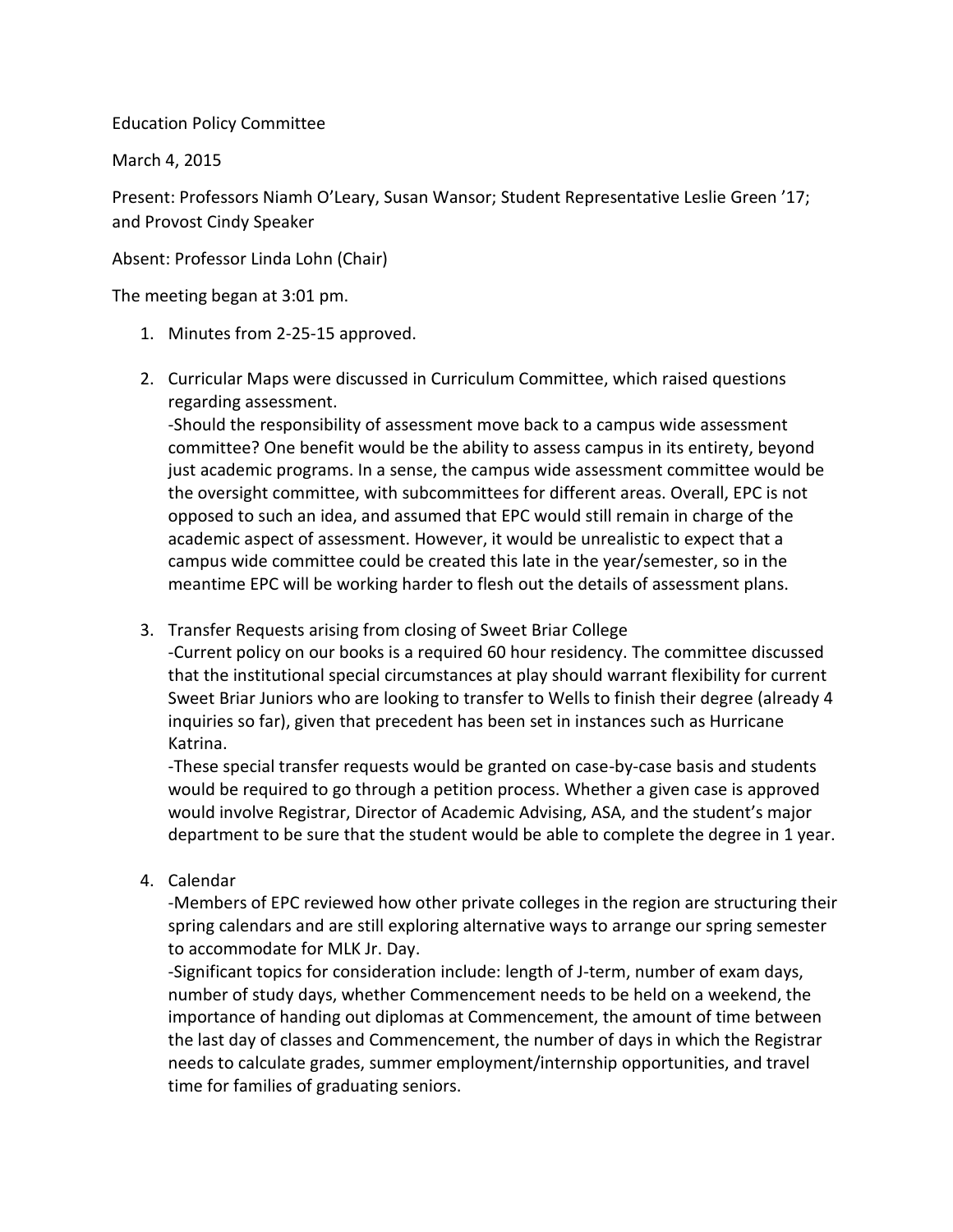Education Policy Committee

March 4, 2015

Present: Professors Niamh O'Leary, Susan Wansor; Student Representative Leslie Green '17; and Provost Cindy Speaker

Absent: Professor Linda Lohn (Chair)

The meeting began at 3:01 pm.

1. Minutes from 2-25-15 approved.

2. Curricular Maps were discussed in Curriculum Committee, which raised questions regarding assessment.
   -Should the responsibility of assessment move back to a campus wide assessment committee? One benefit would be the ability to assess campus in its entirety, beyond just academic programs. In a sense, the campus wide assessment committee would be the oversight committee, with subcommittees for different areas. Overall, EPC is not opposed to such an idea, and assumed that EPC would still remain in charge of the academic aspect of assessment. However, it would be unrealistic to expect that a campus wide committee could be created this late in the year/semester, so in the meantime EPC will be working harder to flesh out the details of assessment plans.

3. Transfer Requests arising from closing of Sweet Briar College
   -Current policy on our books is a required 60 hour residency. The committee discussed that the institutional special circumstances at play should warrant flexibility for current Sweet Briar Juniors who are looking to transfer to Wells to finish their degree (already 4 inquiries so far), given that precedent has been set in instances such as Hurricane Katrina.
   -These special transfer requests would be granted on case-by-case basis and students would be required to go through a petition process. Whether a given case is approved would involve Registrar, Director of Academic Advising, ASA, and the student's major department to be sure that the student would be able to complete the degree in 1 year.

4. Calendar
   -Members of EPC reviewed how other private colleges in the region are structuring their spring calendars and are still exploring alternative ways to arrange our spring semester to accommodate for MLK Jr. Day.
   -Significant topics for consideration include: length of J-term, number of exam days, number of study days, whether Commencement needs to be held on a weekend, the importance of handing out diplomas at Commencement, the amount of time between the last day of classes and Commencement, the number of days in which the Registrar needs to calculate grades, summer employment/internship opportunities, and travel time for families of graduating seniors.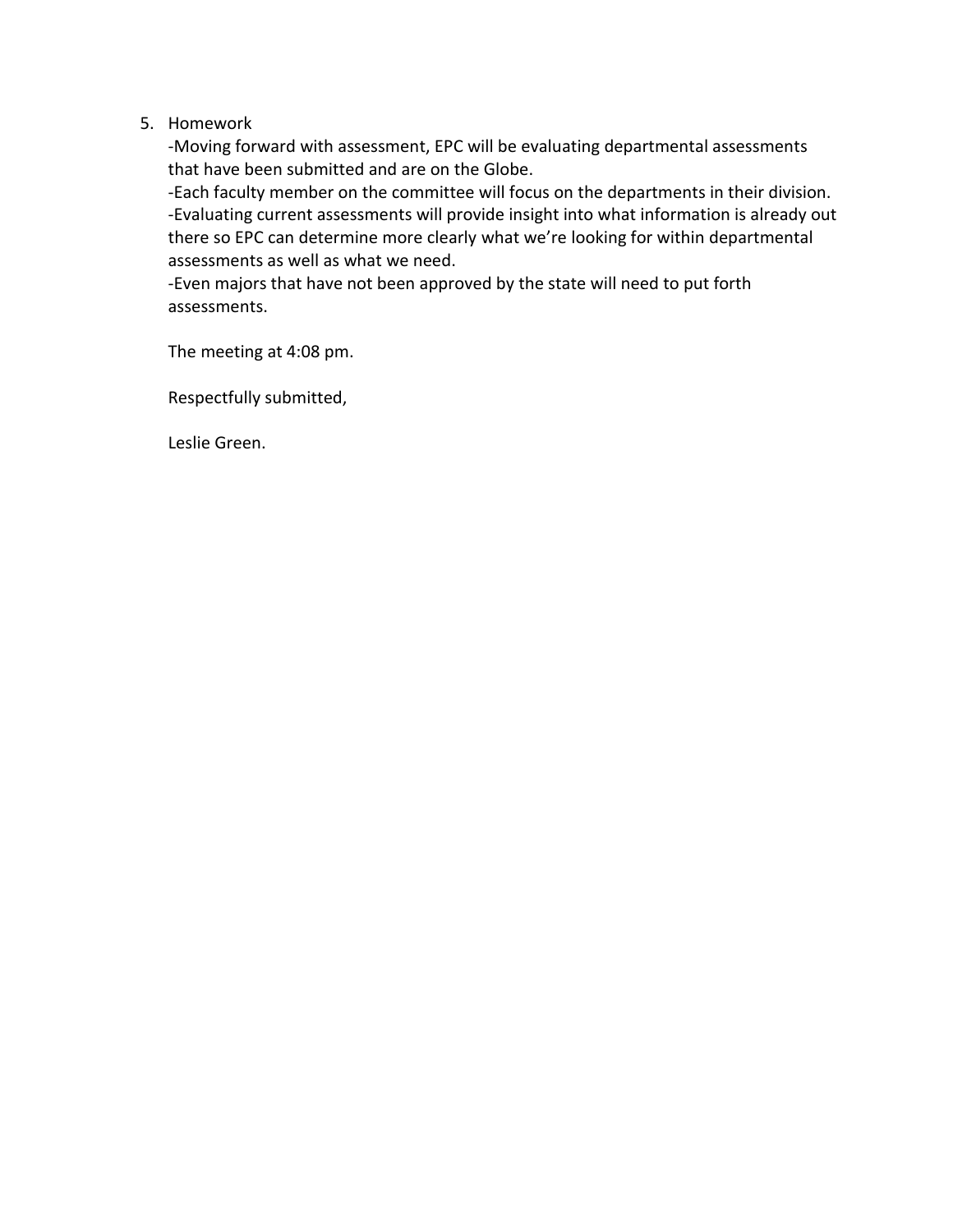5. Homework

   -Moving forward with assessment, EPC will be evaluating departmental assessments that have been submitted and are on the Globe.

   -Each faculty member on the committee will focus on the departments in their division.

   -Evaluating current assessments will provide insight into what information is already out there so EPC can determine more clearly what we're looking for within departmental assessments as well as what we need.

   -Even majors that have not been approved by the state will need to put forth assessments.

   The meeting at 4:08 pm.

   Respectfully submitted,

   Leslie Green.